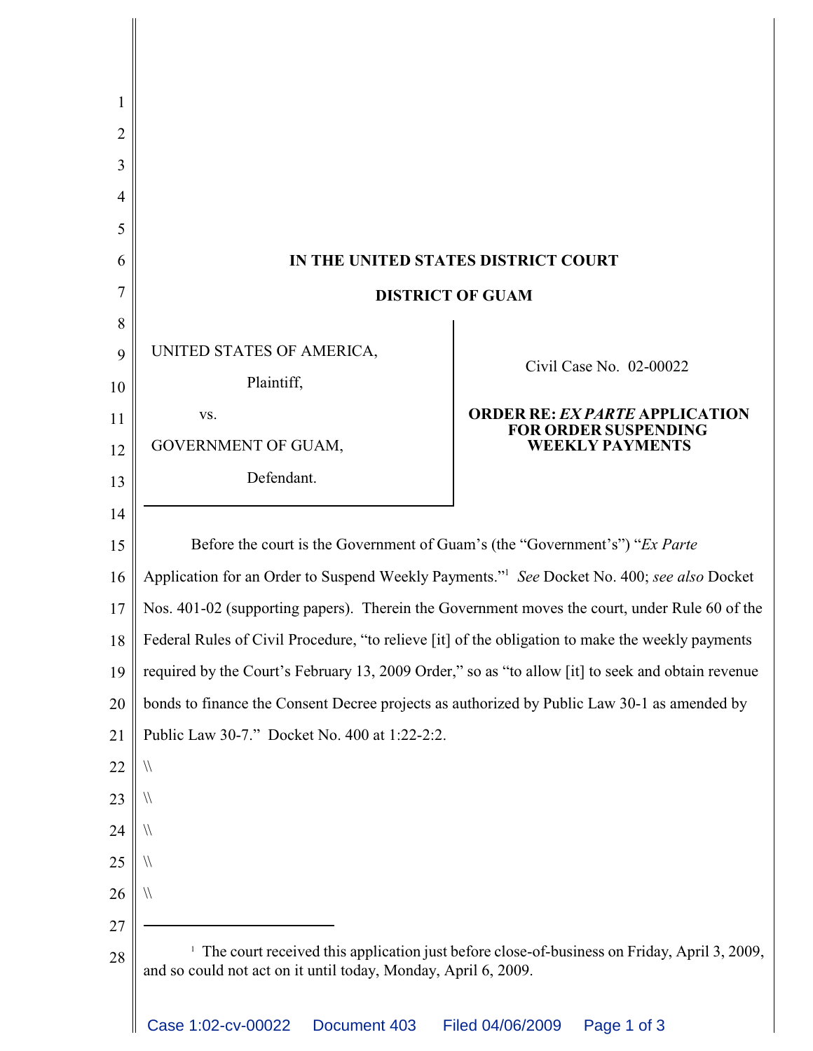# IN THE UNITED STATES DISTRICT COURT

## DISTRICT OF GAM

UNITED STATES OF AMERICA,

Plaintiff,

vs.

GOVERNMENT OF GUAM,

Defendant.

Civil Case No. 02-00022

**ORDER RE: *EX PARTE* APPLICATION FOR ORDER SUSPENDING WEEKLY PAYMENTS**

Before the court is the Government of Guam's (the "Government's") "*Ex Parte* Application for an Order to Suspend Weekly Payments."[1] *See* Docket No. 400; *see also* Docket Nos. 401-02 (supporting papers). Therein the Government moves the court, under Rule 60 of the Federal Rules of Civil Procedure, "to relieve [it] of the obligation to make the weekly payments required by the Court's February 13, 2009 Order," so as "to allow [it] to seek and obtain revenue bonds to finance the Consent Decree projects as authorized by Public Law 30-1 as amended by Public Law 30-7." Docket No. 400 at 1:22-2:2.

\\

\\

\\

\\

\\

[1] The court received this application just before close-of-business on Friday, April 3, 2009, and so could not act on it until today, Monday, April 6, 2009.

# IN THE UNITED STATES DISTRICT COURT

## DISTRICT OF GUAM

UNITED STATES OF AMERICA,

Plaintiff,

vs.

GOVERNMENT OF GUAM,

Defendant.

Civil Case No. 02-00022

**ORDER RE: *EX PARTE* APPLICATION FOR ORDER SUSPENDING WEEKLY PAYMENTS**

Before the court is the Government of Guam's (the "Government's") "*Ex Parte* Application for an Order to Suspend Weekly Payments."[1] *See* Docket No. 400; *see also* Docket Nos. 401-02 (supporting papers). Therein the Government moves the court, under Rule 60 of the Federal Rules of Civil Procedure, "to relieve [it] of the obligation to make the weekly payments required by the Court's February 13, 2009 Order," so as "to allow [it] to seek and obtain revenue bonds to finance the Consent Decree projects as authorized by Public Law 30-1 as amended by Public Law 30-7." Docket No. 400 at 1:22-2:2.

\\

\\

\\

\\

\\

[1] The court received this application just before close-of-business on Friday, April 3, 2009, and so could not act on it until today, Monday, April 6, 2009.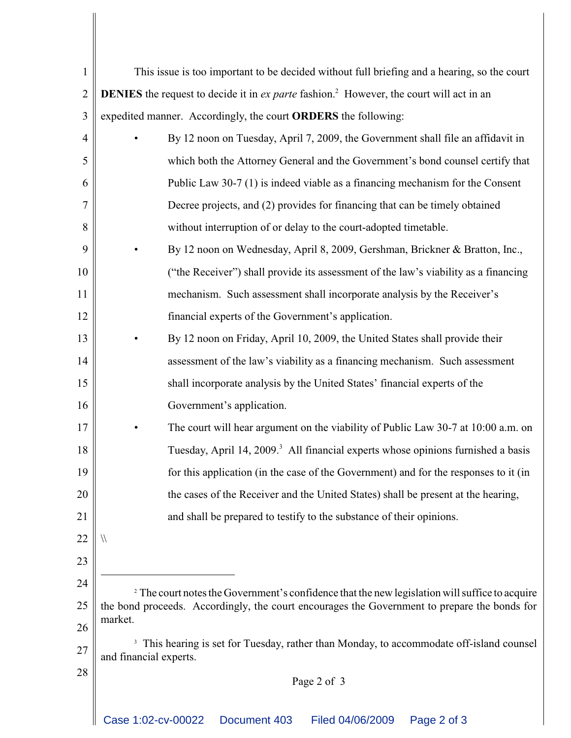This issue is too important to be decided without full briefing and a hearing, so the court **DENIES** the request to decide it in *ex parte* fashion.[2] However, the court will act in an expedited manner. Accordingly, the court **ORDERS** the following:

- By 12 noon on Tuesday, April 7, 2009, the Government shall file an affidavit in which both the Attorney General and the Government's bond counsel certify that Public Law 30-7 (1) is indeed viable as a financing mechanism for the Consent Decree projects, and (2) provides for financing that can be timely obtained without interruption of or delay to the court-adopted timetable.
- By 12 noon on Wednesday, April 8, 2009, Gershman, Brickner & Bratton, Inc., ("the Receiver") shall provide its assessment of the law's viability as a financing mechanism. Such assessment shall incorporate analysis by the Receiver's financial experts of the Government's application.
- By 12 noon on Friday, April 10, 2009, the United States shall provide their assessment of the law's viability as a financing mechanism. Such assessment shall incorporate analysis by the United States' financial experts of the Government's application.
- The court will hear argument on the viability of Public Law 30-7 at 10:00 a.m. on Tuesday, April 14, 2009.[3] All financial experts whose opinions furnished a basis for this application (in the case of the Government) and for the responses to it (in the cases of the Receiver and the United States) shall be present at the hearing, and shall be prepared to testify to the substance of their opinions.

\\

---

[2] The court notes the Government's confidence that the new legislation will suffice to acquire the bond proceeds. Accordingly, the court encourages the Government to prepare the bonds for market.

[3] This hearing is set for Tuesday, rather than Monday, to accommodate off-island counsel and financial experts.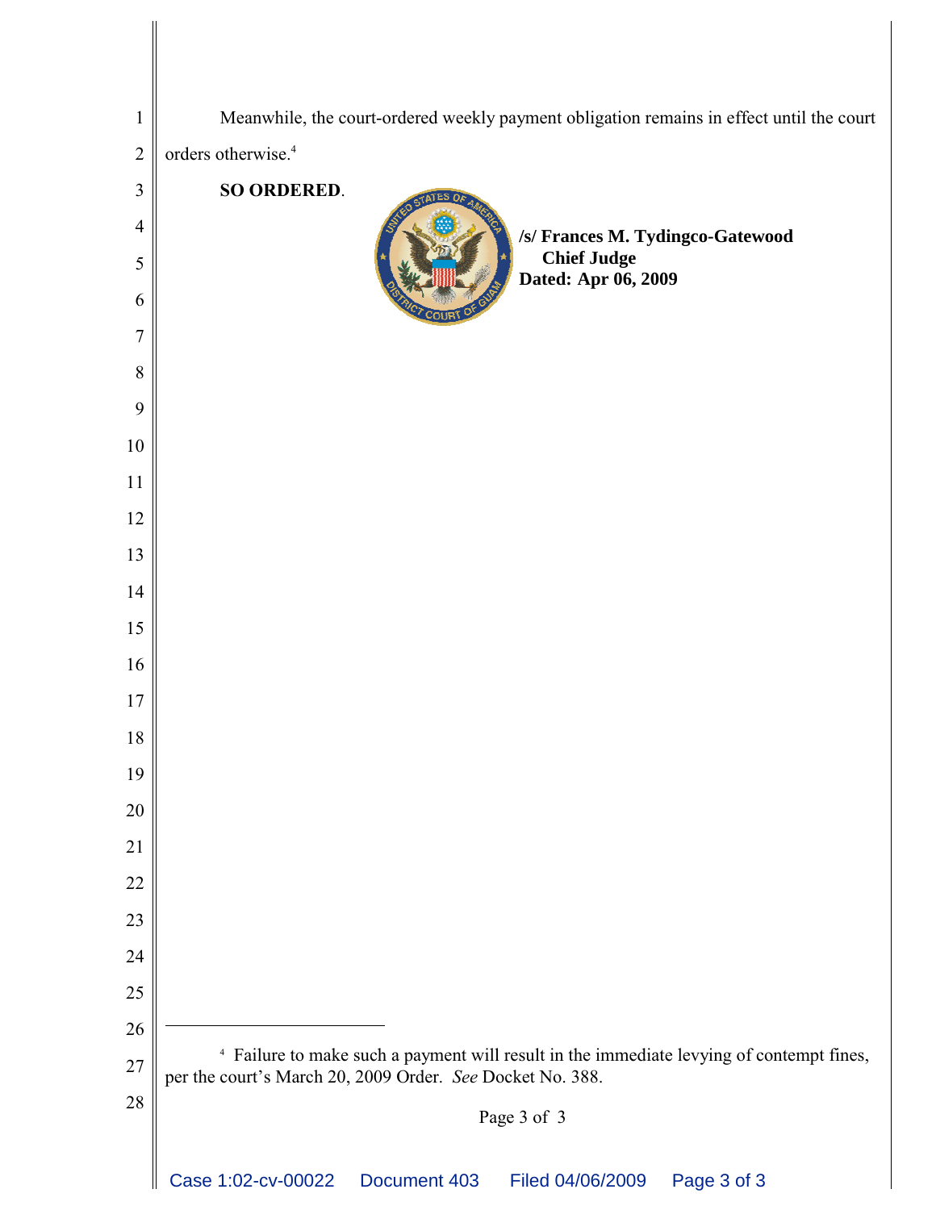Meanwhile, the court-ordered weekly payment obligation remains in effect until the court orders otherwise.[4]

**SO ORDERED**.

**/s/ Frances M. Tydingco-Gatewood**
**Chief Judge**
**Dated: Apr 06, 2009**

[4] Failure to make such a payment will result in the immediate levying of contempt fines, per the court's March 20, 2009 Order. *See* Docket No. 388.